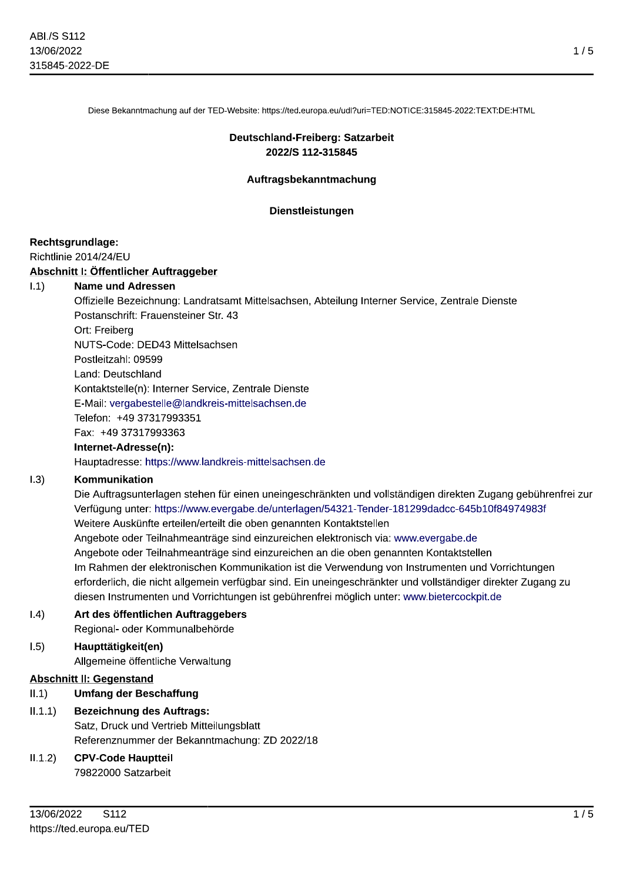Diese Bekanntmachung auf der TED-Website: https://ted.europa.eu/udl?uri=TED:NOTICE:315845-2022:TEXT:DE:HTML

# Deutschland-Freiberg: Satzarbeit
## 2022/S 112-315845

## Auftragsbekanntmachung

## Dienstleistungen

**Rechtsgrundlage:**
Richtlinie 2014/24/EU

### Abschnitt I: Öffentlicher Auftraggeber

I.1) **Name und Adressen**

Offizielle Bezeichnung: Landratsamt Mittelsachsen, Abteilung Interner Service, Zentrale Dienste
Postanschrift: Frauensteiner Str. 43
Ort: Freiberg
NUTS-Code: DED43 Mittelsachsen
Postleitzahl: 09599
Land: Deutschland
Kontaktstelle(n): Interner Service, Zentrale Dienste
E-Mail: vergabestelle@landkreis-mittelsachsen.de
Telefon: +49 37317993351
Fax: +49 37317993363

**Internet-Adresse(n):**
Hauptadresse: https://www.landkreis-mittelsachsen.de

I.3) **Kommunikation**

Die Auftragsunterlagen stehen für einen uneingeschränkten und vollständigen direkten Zugang gebührenfrei zur Verfügung unter: https://www.evergabe.de/unterlagen/54321-Tender-181299dadcc-645b10f84974983f
Weitere Auskünfte erteilen/erteilt die oben genannten Kontaktstellen
Angebote oder Teilnahmeanträge sind einzureichen elektronisch via: www.evergabe.de
Angebote oder Teilnahmeanträge sind einzureichen an die oben genannten Kontaktstellen
Im Rahmen der elektronischen Kommunikation ist die Verwendung von Instrumenten und Vorrichtungen erforderlich, die nicht allgemein verfügbar sind. Ein uneingeschränkter und vollständiger direkter Zugang zu diesen Instrumenten und Vorrichtungen ist gebührenfrei möglich unter: www.bietercockpit.de

I.4) **Art des öffentlichen Auftraggebers**

Regional- oder Kommunalbehörde

I.5) **Haupttätigkeit(en)**

Allgemeine öffentliche Verwaltung

### Abschnitt II: Gegenstand

II.1) **Umfang der Beschaffung**

II.1.1) **Bezeichnung des Auftrags:**

Satz, Druck und Vertrieb Mitteilungsblatt
Referenznummer der Bekanntmachung: ZD 2022/18

II.1.2) **CPV-Code Hauptteil**

79822000 Satzarbeit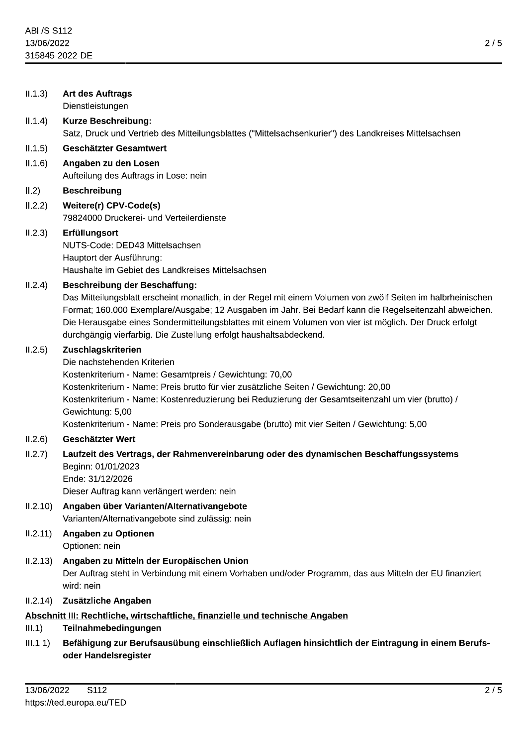II.1.3) **Art des Auftrags**
Dienstleistungen

II.1.4) **Kurze Beschreibung:**
Satz, Druck und Vertrieb des Mitteilungsblattes ("Mittelsachsenkurier") des Landkreises Mittelsachsen

II.1.5) **Geschätzter Gesamtwert**

II.1.6) **Angaben zu den Losen**
Aufteilung des Auftrags in Lose: nein

II.2) **Beschreibung**

II.2.2) **Weitere(r) CPV-Code(s)**
79824000 Druckerei- und Verteilerdienste

II.2.3) **Erfüllungsort**
NUTS-Code: DED43 Mittelsachsen
Hauptort der Ausführung:
Haushalte im Gebiet des Landkreises Mittelsachsen

II.2.4) **Beschreibung der Beschaffung:**
Das Mitteilungsblatt erscheint monatlich, in der Regel mit einem Volumen von zwölf Seiten im halbrheinischen Format; 160.000 Exemplare/Ausgabe; 12 Ausgaben im Jahr. Bei Bedarf kann die Regelseitenzahl abweichen. Die Herausgabe eines Sondermitteilungsblattes mit einem Volumen von vier ist möglich. Der Druck erfolgt durchgängig vierfarbig. Die Zustellung erfolgt haushaltsabdeckend.

II.2.5) **Zuschlagskriterien**
Die nachstehenden Kriterien
Kostenkriterium - Name: Gesamtpreis / Gewichtung: 70,00
Kostenkriterium - Name: Preis brutto für vier zusätzliche Seiten / Gewichtung: 20,00
Kostenkriterium - Name: Kostenreduzierung bei Reduzierung der Gesamtseitenzahl um vier (brutto) / Gewichtung: 5,00
Kostenkriterium - Name: Preis pro Sonderausgabe (brutto) mit vier Seiten / Gewichtung: 5,00

II.2.6) **Geschätzter Wert**

II.2.7) **Laufzeit des Vertrags, der Rahmenvereinbarung oder des dynamischen Beschaffungssystems**
Beginn: 01/01/2023
Ende: 31/12/2026
Dieser Auftrag kann verlängert werden: nein

II.2.10) **Angaben über Varianten/Alternativangebote**
Varianten/Alternativangebote sind zulässig: nein

II.2.11) **Angaben zu Optionen**
Optionen: nein

II.2.13) **Angaben zu Mitteln der Europäischen Union**
Der Auftrag steht in Verbindung mit einem Vorhaben und/oder Programm, das aus Mitteln der EU finanziert wird: nein

II.2.14) **Zusätzliche Angaben**

**Abschnitt III: Rechtliche, wirtschaftliche, finanzielle und technische Angaben**

III.1) **Teilnahmebedingungen**

III.1.1) **Befähigung zur Berufsausübung einschließlich Auflagen hinsichtlich der Eintragung in einem Berufs- oder Handelsregister**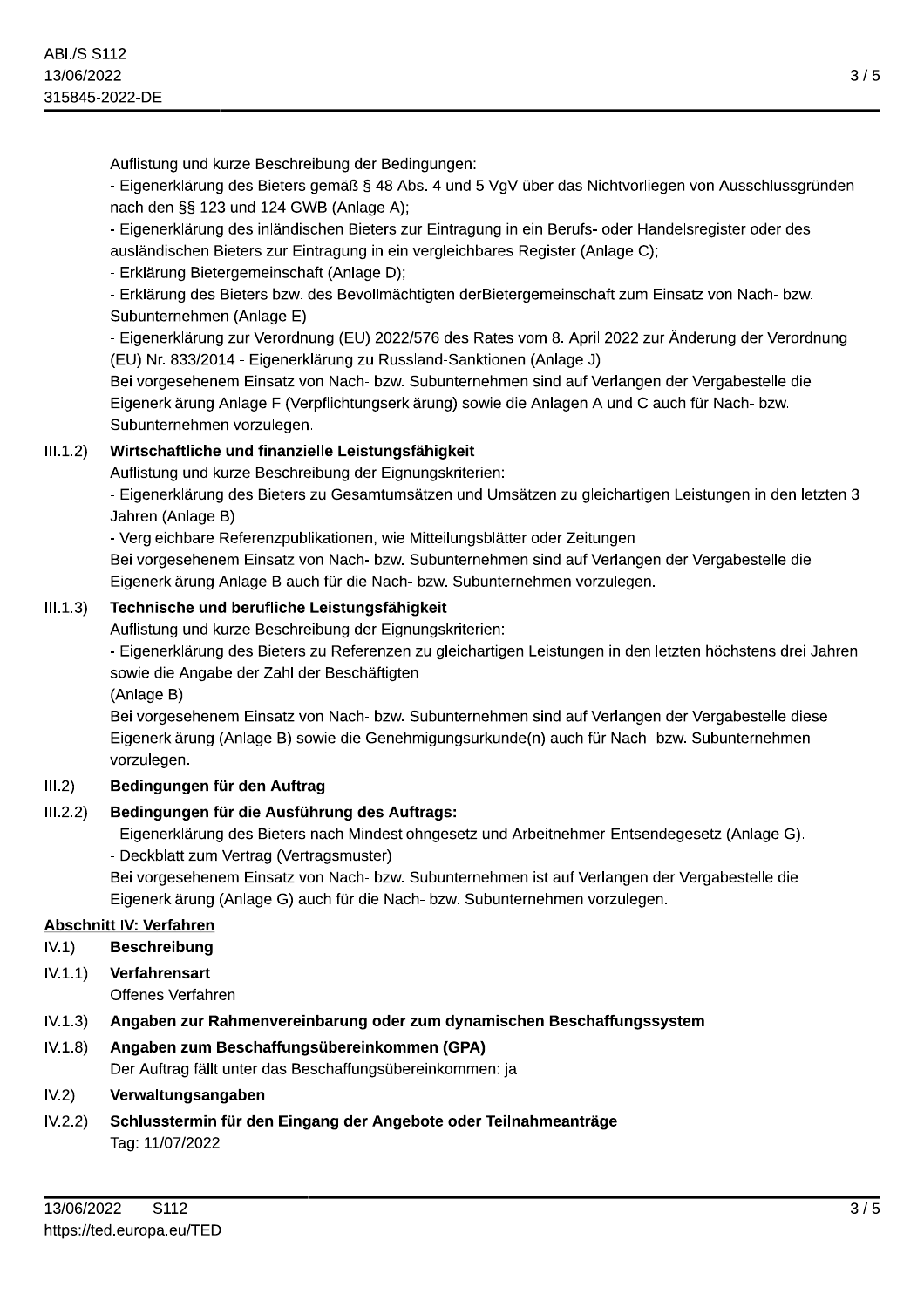Auflistung und kurze Beschreibung der Bedingungen:

- Eigenerklärung des Bieters gemäß § 48 Abs. 4 und 5 VgV über das Nichtvorliegen von Ausschlussgründen nach den §§ 123 und 124 GWB (Anlage A);
- Eigenerklärung des inländischen Bieters zur Eintragung in ein Berufs- oder Handelsregister oder des ausländischen Bieters zur Eintragung in ein vergleichbares Register (Anlage C);
- Erklärung Bietergemeinschaft (Anlage D);
- Erklärung des Bieters bzw. des Bevollmächtigten derBietergemeinschaft zum Einsatz von Nach- bzw. Subunternehmen (Anlage E)
- Eigenerklärung zur Verordnung (EU) 2022/576 des Rates vom 8. April 2022 zur Änderung der Verordnung (EU) Nr. 833/2014 - Eigenerklärung zu Russland-Sanktionen (Anlage J)

Bei vorgesehenem Einsatz von Nach- bzw. Subunternehmen sind auf Verlangen der Vergabestelle die Eigenerklärung Anlage F (Verpflichtungserklärung) sowie die Anlagen A und C auch für Nach- bzw. Subunternehmen vorzulegen.

**III.1.2) Wirtschaftliche und finanzielle Leistungsfähigkeit**

Auflistung und kurze Beschreibung der Eignungskriterien:

- Eigenerklärung des Bieters zu Gesamtumsätzen und Umsätzen zu gleichartigen Leistungen in den letzten 3 Jahren (Anlage B)
- Vergleichbare Referenzpublikationen, wie Mitteilungsblätter oder Zeitungen

Bei vorgesehenem Einsatz von Nach- bzw. Subunternehmen sind auf Verlangen der Vergabestelle die Eigenerklärung Anlage B auch für die Nach- bzw. Subunternehmen vorzulegen.

**III.1.3) Technische und berufliche Leistungsfähigkeit**

Auflistung und kurze Beschreibung der Eignungskriterien:

- Eigenerklärung des Bieters zu Referenzen zu gleichartigen Leistungen in den letzten höchstens drei Jahren sowie die Angabe der Zahl der Beschäftigten
(Anlage B)

Bei vorgesehenem Einsatz von Nach- bzw. Subunternehmen sind auf Verlangen der Vergabestelle diese Eigenerklärung (Anlage B) sowie die Genehmigungsurkunde(n) auch für Nach- bzw. Subunternehmen vorzulegen.

**III.2) Bedingungen für den Auftrag**

**III.2.2) Bedingungen für die Ausführung des Auftrags:**

- Eigenerklärung des Bieters nach Mindestlohngesetz und Arbeitnehmer-Entsendegesetz (Anlage G).
- Deckblatt zum Vertrag (Vertragsmuster)

Bei vorgesehenem Einsatz von Nach- bzw. Subunternehmen ist auf Verlangen der Vergabestelle die Eigenerklärung (Anlage G) auch für die Nach- bzw. Subunternehmen vorzulegen.

## Abschnitt IV: Verfahren

**IV.1) Beschreibung**

**IV.1.1) Verfahrensart**

Offenes Verfahren

**IV.1.3) Angaben zur Rahmenvereinbarung oder zum dynamischen Beschaffungssystem**

**IV.1.8) Angaben zum Beschaffungsübereinkommen (GPA)**

Der Auftrag fällt unter das Beschaffungsübereinkommen: ja

**IV.2) Verwaltungsangaben**

**IV.2.2) Schlusstermin für den Eingang der Angebote oder Teilnahmeanträge**

Tag: 11/07/2022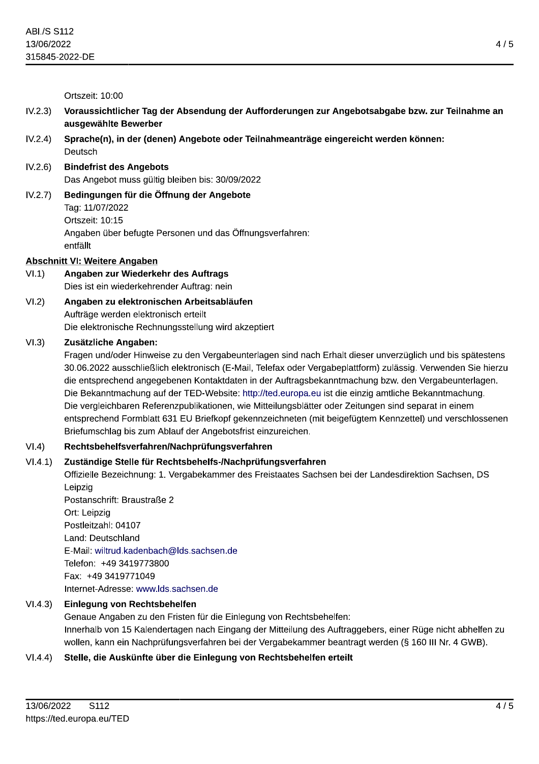Ortszeit: 10:00

IV.2.3) **Voraussichtlicher Tag der Absendung der Aufforderungen zur Angebotsabgabe bzw. zur Teilnahme an ausgewählte Bewerber**

IV.2.4) **Sprache(n), in der (denen) Angebote oder Teilnahmeanträge eingereicht werden können:**
Deutsch

IV.2.6) **Bindefrist des Angebots**
Das Angebot muss gültig bleiben bis: 30/09/2022

IV.2.7) **Bedingungen für die Öffnung der Angebote**
Tag: 11/07/2022
Ortszeit: 10:15
Angaben über befugte Personen und das Öffnungsverfahren:
entfällt

## Abschnitt VI: Weitere Angaben

VI.1) **Angaben zur Wiederkehr des Auftrags**
Dies ist ein wiederkehrender Auftrag: nein

VI.2) **Angaben zu elektronischen Arbeitsabläufen**
Aufträge werden elektronisch erteilt
Die elektronische Rechnungsstellung wird akzeptiert

VI.3) **Zusätzliche Angaben:**
Fragen und/oder Hinweise zu den Vergabeunterlagen sind nach Erhalt dieser unverzüglich und bis spätestens 30.06.2022 ausschließlich elektronisch (E-Mail, Telefax oder Vergabeplattform) zulässig. Verwenden Sie hierzu die entsprechend angegebenen Kontaktdaten in der Auftragsbekanntmachung bzw. den Vergabeunterlagen. Die Bekanntmachung auf der TED-Website: http://ted.europa.eu ist die einzig amtliche Bekanntmachung. Die vergleichbaren Referenzpublikationen, wie Mitteilungsblätter oder Zeitungen sind separat in einem entsprechend Formblatt 631 EU Briefkopf gekennzeichneten (mit beigefügtem Kennzettel) und verschlossenen Briefumschlag bis zum Ablauf der Angebotsfrist einzureichen.

VI.4) **Rechtsbehelfsverfahren/Nachprüfungsverfahren**

VI.4.1) **Zuständige Stelle für Rechtsbehelfs-/Nachprüfungsverfahren**
Offizielle Bezeichnung: 1. Vergabekammer des Freistaates Sachsen bei der Landesdirektion Sachsen, DS Leipzig
Postanschrift: Braustraße 2
Ort: Leipzig
Postleitzahl: 04107
Land: Deutschland
E-Mail: wiltrud.kadenbach@lds.sachsen.de
Telefon: +49 3419773800
Fax: +49 3419771049
Internet-Adresse: www.lds.sachsen.de

VI.4.3) **Einlegung von Rechtsbehelfen**
Genaue Angaben zu den Fristen für die Einlegung von Rechtsbehelfen:
Innerhalb von 15 Kalendertagen nach Eingang der Mitteilung des Auftraggebers, einer Rüge nicht abhelfen zu wollen, kann ein Nachprüfungsverfahren bei der Vergabekammer beantragt werden (§ 160 III Nr. 4 GWB).

VI.4.4) **Stelle, die Auskünfte über die Einlegung von Rechtsbehelfen erteilt**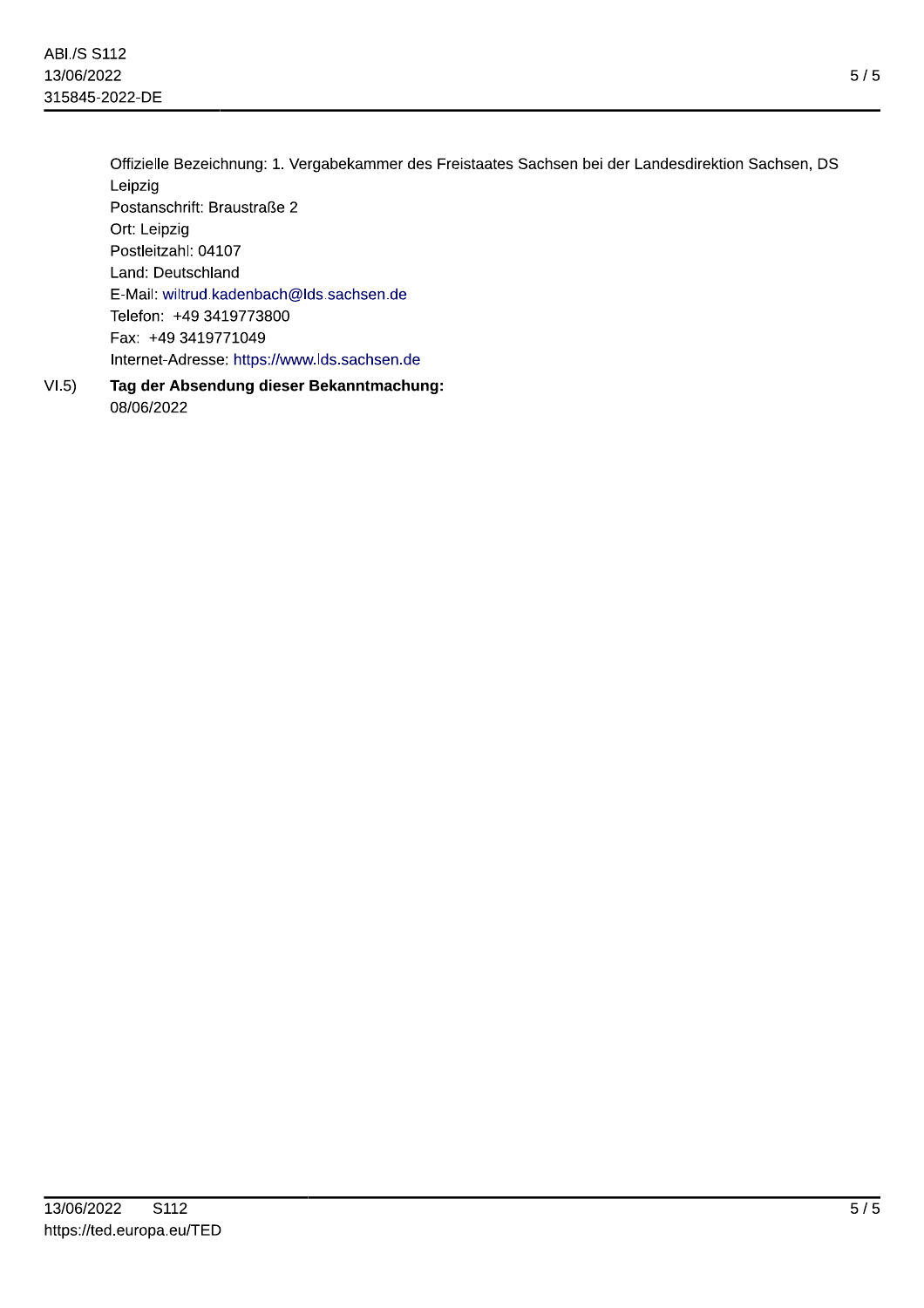Offizielle Bezeichnung: 1. Vergabekammer des Freistaates Sachsen bei der Landesdirektion Sachsen, DS Leipzig
Postanschrift: Braustraße 2
Ort: Leipzig
Postleitzahl: 04107
Land: Deutschland
E-Mail: wiltrud.kadenbach@lds.sachsen.de
Telefon: +49 3419773800
Fax: +49 3419771049
Internet-Adresse: https://www.lds.sachsen.de

VI.5) **Tag der Absendung dieser Bekanntmachung:**
08/06/2022